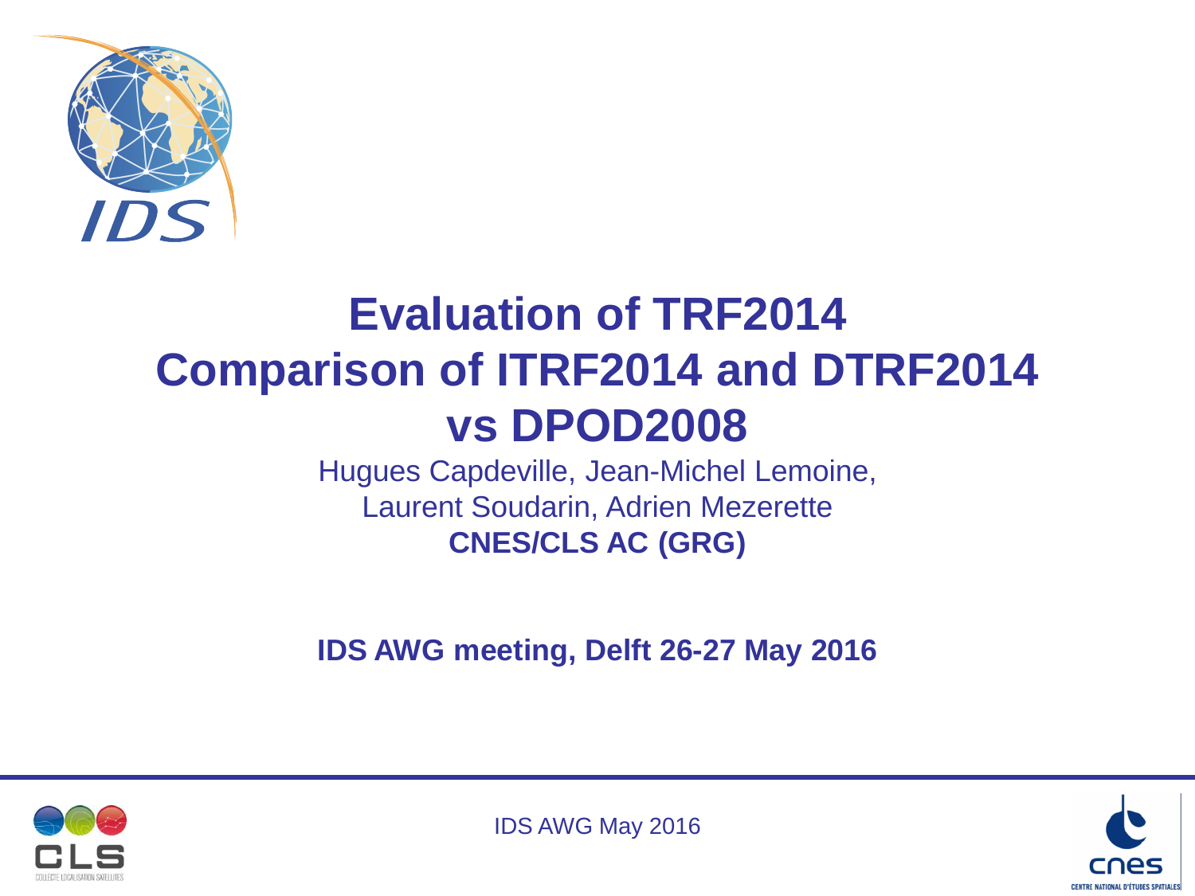# Evaluation of TRF2014
# Comparison of ITRF2014 and DTRF2014 vs DPOD2008

Hugues Capdeville, Jean-Michel Lemoine,
Laurent Soudarin, Adrien Mezerette

**CNES/CLS AC (GRG)**

**IDS AWG meeting, Delft 26-27 May 2016**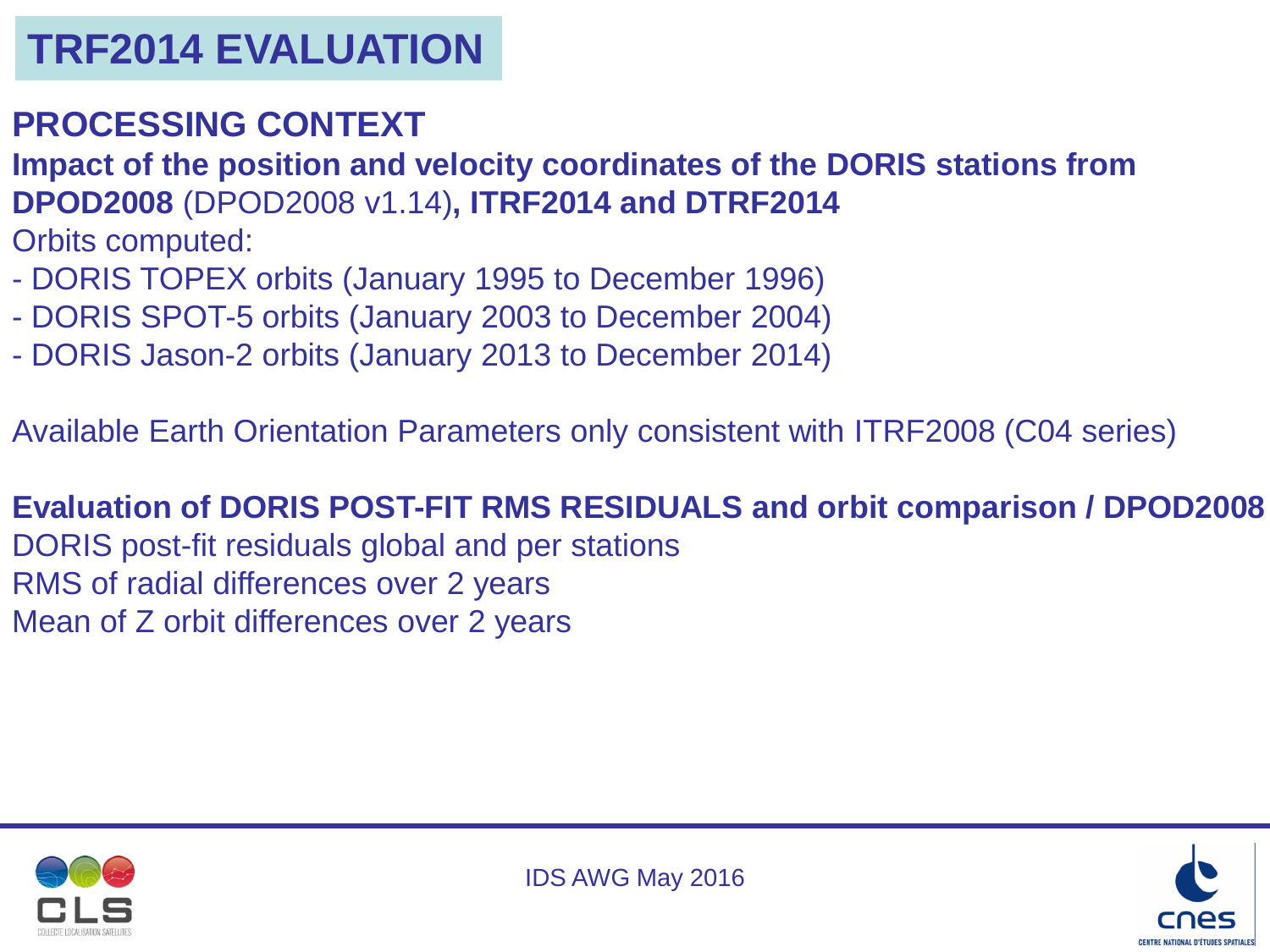# TRF2014 EVALUATION

## PROCESSING CONTEXT

**Impact of the position and velocity coordinates of the DORIS stations from DPOD2008** (DPOD2008 v1.14)**, ITRF2014 and DTRF2014**

Orbits computed:

- DORIS TOPEX orbits (January 1995 to December 1996)
- DORIS SPOT-5 orbits (January 2003 to December 2004)
- DORIS Jason-2 orbits (January 2013 to December 2014)

Available Earth Orientation Parameters only consistent with ITRF2008 (C04 series)

**Evaluation of DORIS POST-FIT RMS RESIDUALS and orbit comparison / DPOD2008**

DORIS post-fit residuals global and per stations

RMS of radial differences over 2 years

Mean of Z orbit differences over 2 years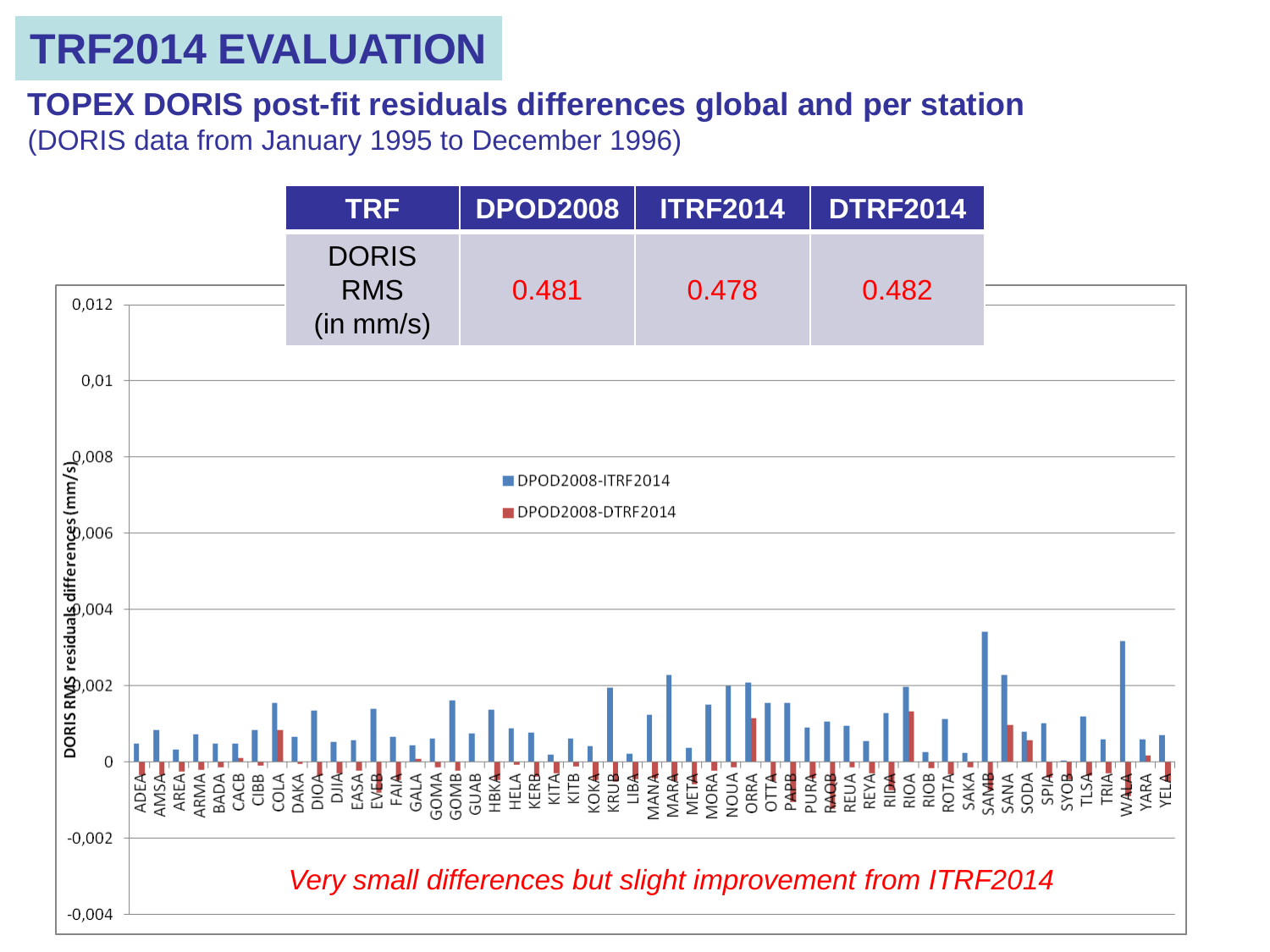# TRF2014 EVALUATION

**TOPEX DORIS post-fit residuals differences global and per station**

(DORIS data from January 1995 to December 1996)

| TRF | DPOD2008 | ITRF2014 | DTRF2014 |
|---|---|---|---|
| DORIS RMS (in mm/s) | 0.481 | 0.478 | 0.482 |

*Very small differences but slight improvement from ITRF2014*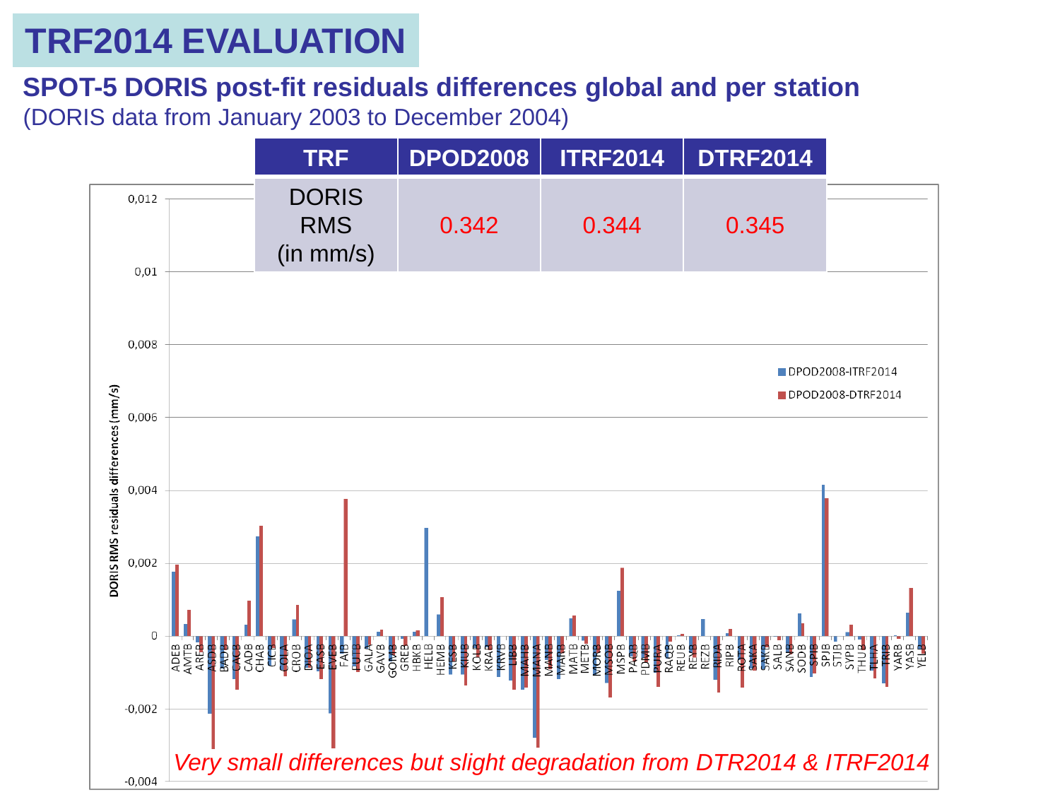# TRF2014 EVALUATION

## SPOT-5 DORIS post-fit residuals differences global and per station

(DORIS data from January 2003 to December 2004)

| TRF | DPOD2008 | ITRF2014 | DTRF2014 |
|---|---|---|---|
| DORIS RMS (in mm/s) | 0.342 | 0.344 | 0.345 |

DORIS RMS residuals differences (mm/s)

DPOD2008-ITRF2014

DPOD2008-DTRF2014

ADEB AMTB AREB ASDB BADB CACB CADB CHAB CICB COLA CROB DIOA EASB EVEB FAIB FUTB GALA GAVB GOMB GREB HBKB HELB HEMB KESB KIUB KOLB KRAB KRVB LIBB MAHB MANA MANB MARB MATB METB MORB MSOB MSPB PAQB PDMB PURA RAQB REUB REYB REZB RIDA RIPB ROTA SAKA SAKB SALB SANB SODB SPIB SPJB STJB SYPB THUB TLHA TRIB YARB YASB YELB

*Very small differences but slight degradation from DTR2014 & ITRF2014*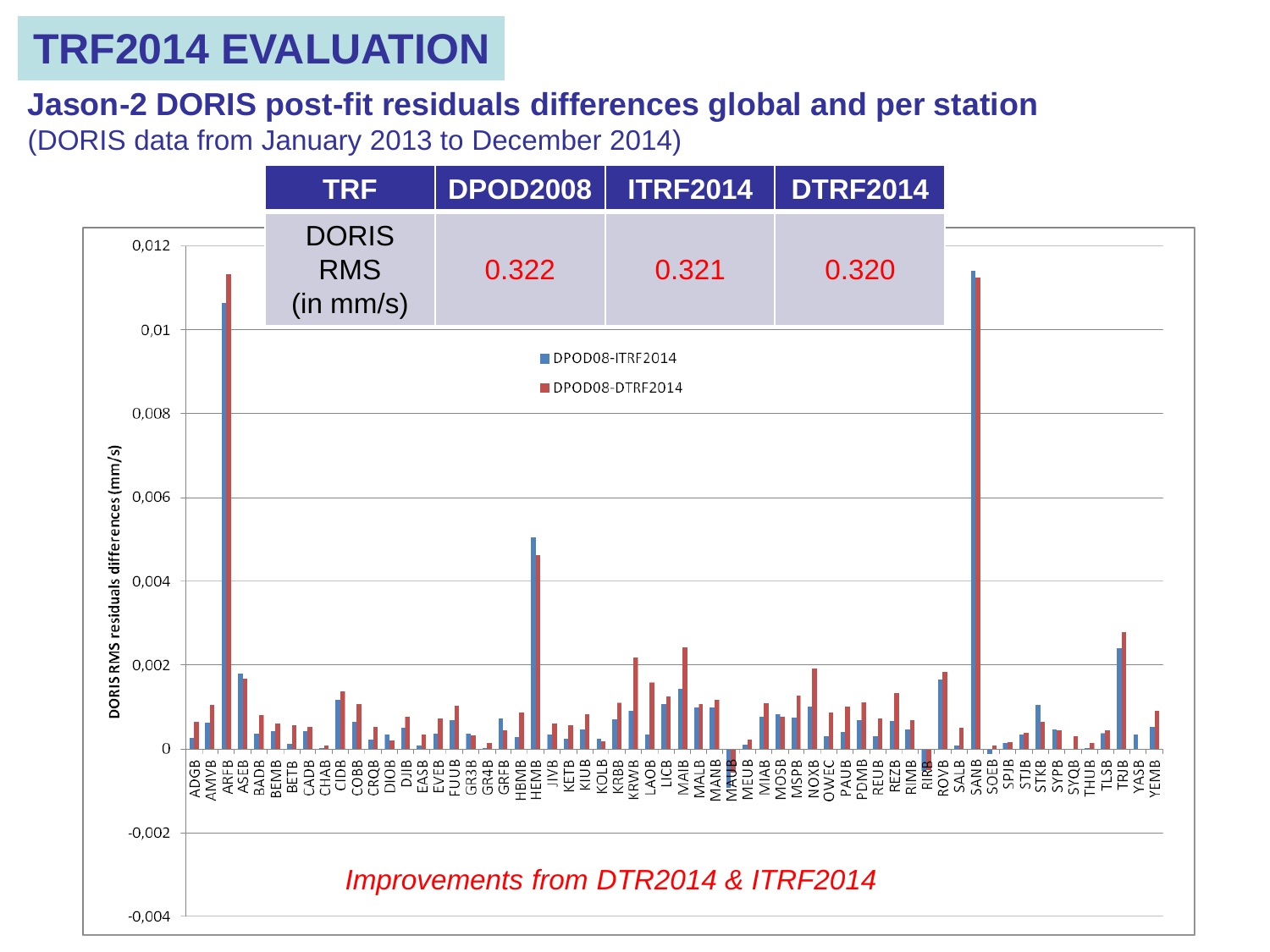# TRF2014 EVALUATION

## Jason-2 DORIS post-fit residuals differences global and per station

(DORIS data from January 2013 to December 2014)

| TRF | DPOD2008 | ITRF2014 | DTRF2014 |
|---|---|---|---|
| DORIS RMS (in mm/s) | 0.322 | 0.321 | 0.320 |

DORIS RMS residuals differences (mm/s)

DPOD08-ITRF2014

DPOD08-DTRF2014

ADGB AMVB ARFB ASEB BADB BEMB BETB CADB CHAB CIDB COBB CRQB DIOB DJIB EASB EVEB FUUB GR3B GR4B GRFB HBMB HEMB JIVB KETB KIUB KOLB KRBB KRWB LAOB LICB MAIB MALB MANB MAUB MEUB MIAB MOSB MSPB NOXB OWEC PAUB PDMB REUB REZB RIMB RIRB ROVB SALB SANB SOEB SPJB STJB STKB SYPB SYQB THUB TLSB TRJB YASB YEMB

*Improvements from DTR2014 & ITRF2014*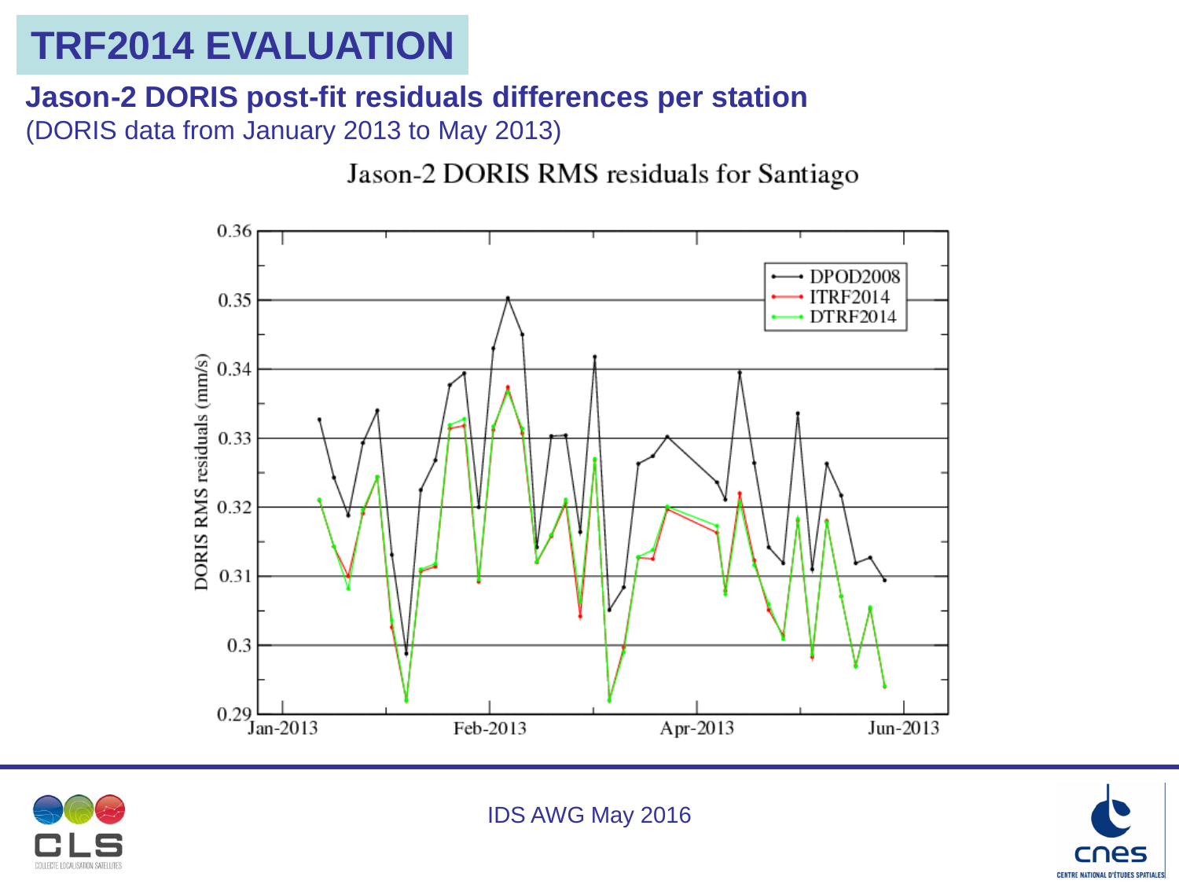# TRF2014 EVALUATION

**Jason-2 DORIS post-fit residuals differences per station**

(DORIS data from January 2013 to May 2013)

Jason-2 DORIS RMS residuals for Santiago

IDS AWG May 2016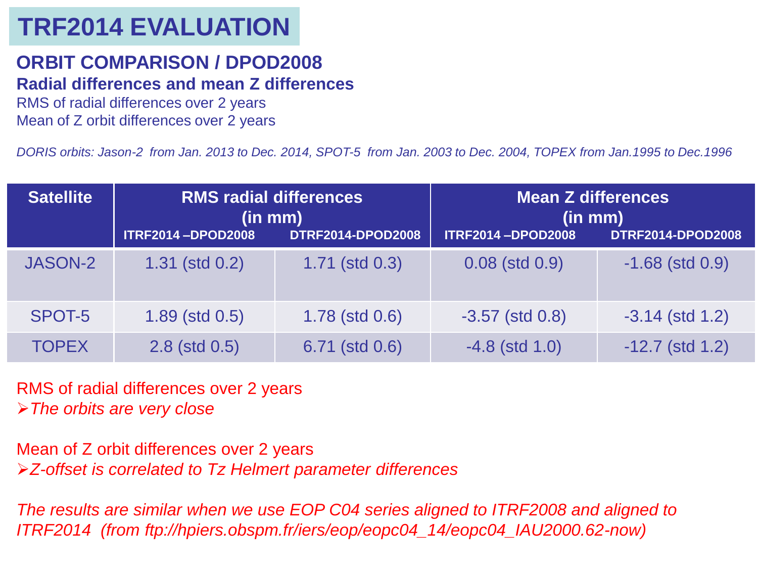# TRF2014 EVALUATION

## ORBIT COMPARISON / DPOD2008

### Radial differences and mean Z differences

RMS of radial differences over 2 years

Mean of Z orbit differences over 2 years

*DORIS orbits: Jason-2 from Jan. 2013 to Dec. 2014, SPOT-5 from Jan. 2003 to Dec. 2004, TOPEX from Jan.1995 to Dec.1996*

| Satellite | RMS radial differences (in mm) | | Mean Z differences (in mm) | |
|---|---|---|---|---|
| | ITRF2014 –DPOD2008 | DTRF2014-DPOD2008 | ITRF2014 –DPOD2008 | DTRF2014-DPOD2008 |
| JASON-2 | 1.31 (std 0.2) | 1.71 (std 0.3) | 0.08 (std 0.9) | -1.68 (std 0.9) |
| SPOT-5 | 1.89 (std 0.5) | 1.78 (std 0.6) | -3.57 (std 0.8) | -3.14 (std 1.2) |
| TOPEX | 2.8 (std 0.5) | 6.71 (std 0.6) | -4.8 (std 1.0) | -12.7 (std 1.2) |

RMS of radial differences over 2 years

- *The orbits are very close*

Mean of Z orbit differences over 2 years

- *Z-offset is correlated to Tz Helmert parameter differences*

*The results are similar when we use EOP C04 series aligned to ITRF2008 and aligned to ITRF2014 (from ftp://hpiers.obspm.fr/iers/eop/eopc04_14/eopc04_IAU2000.62-now)*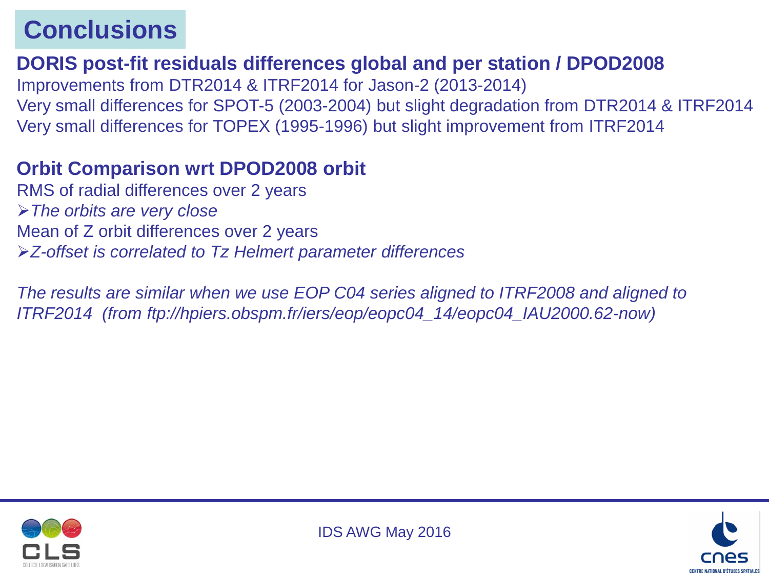# Conclusions

## DORIS post-fit residuals differences global and per station / DPOD2008

Improvements from DTR2014 & ITRF2014 for Jason-2 (2013-2014)
Very small differences for SPOT-5 (2003-2004) but slight degradation from DTR2014 & ITRF2014
Very small differences for TOPEX (1995-1996) but slight improvement from ITRF2014

## Orbit Comparison wrt DPOD2008 orbit

RMS of radial differences over 2 years

- *The orbits are very close*

Mean of Z orbit differences over 2 years

- *Z-offset is correlated to Tz Helmert parameter differences*

*The results are similar when we use EOP C04 series aligned to ITRF2008 and aligned to ITRF2014 (from ftp://hpiers.obspm.fr/iers/eop/eopc04_14/eopc04_IAU2000.62-now)*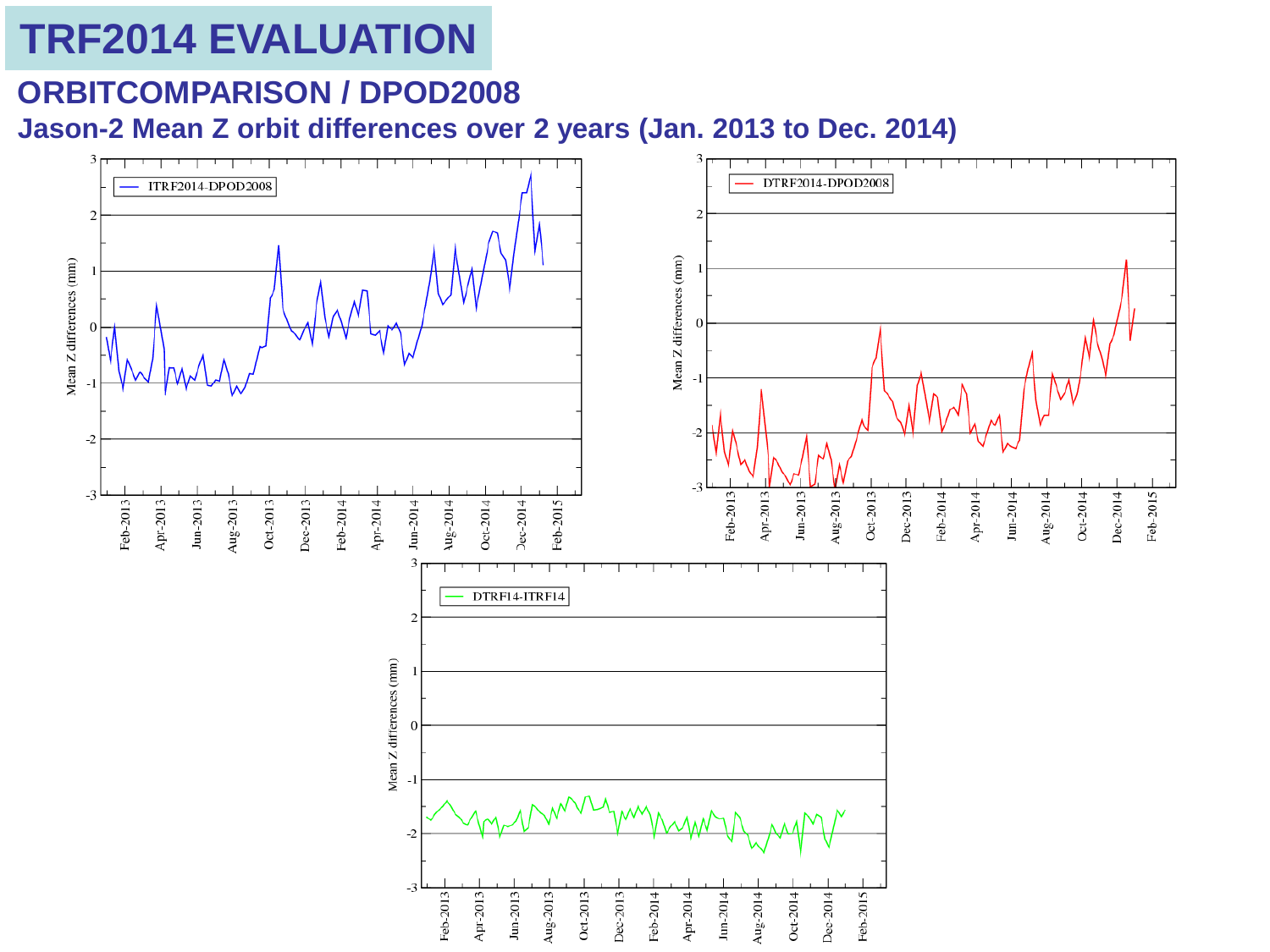# TRF2014 EVALUATION

## ORBITCOMPARISON / DPOD2008

### Jason-2 Mean Z orbit differences over 2 years (Jan. 2013 to Dec. 2014)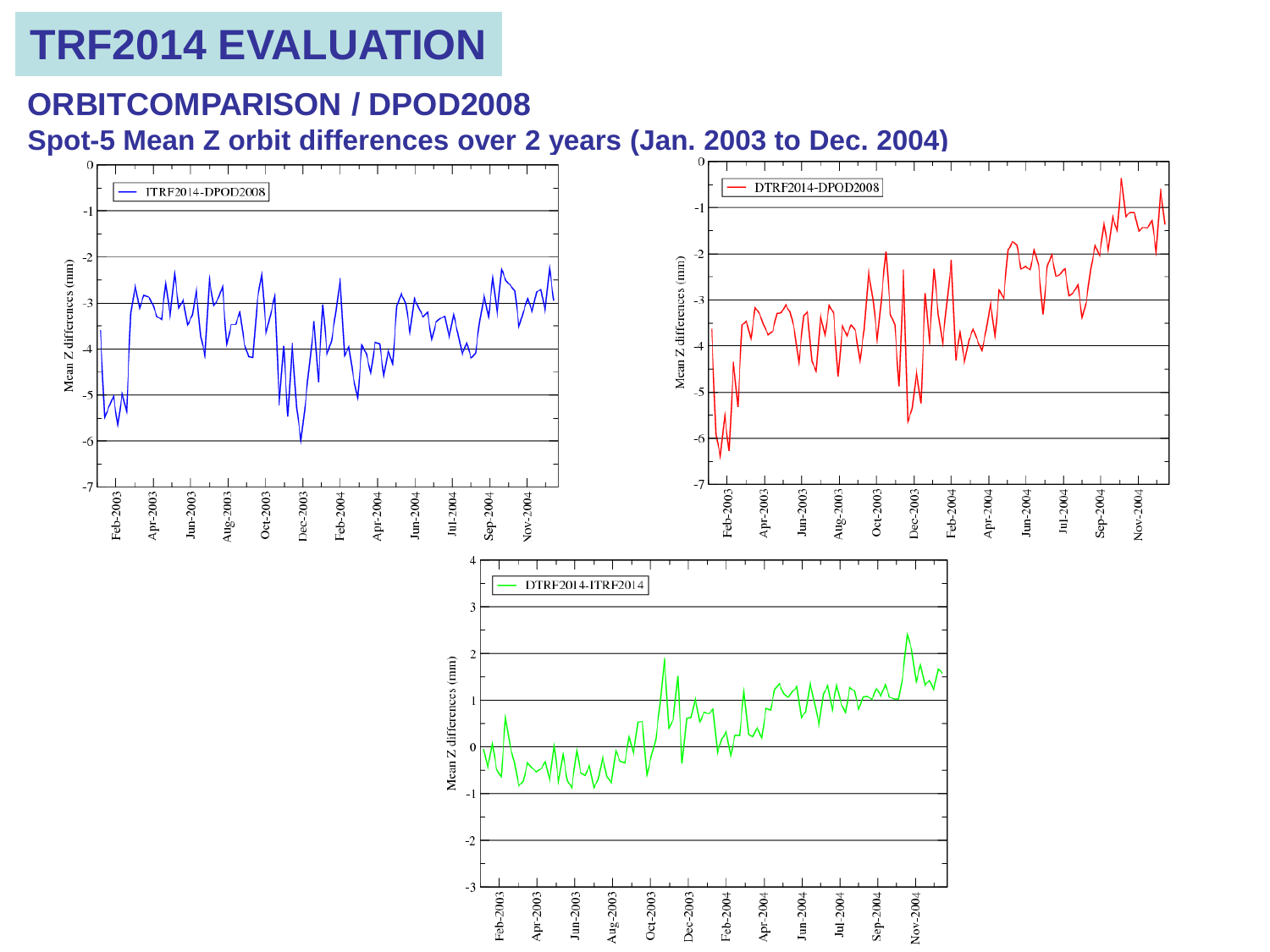# TRF2014 EVALUATION

## ORBITCOMPARISON / DPOD2008

### Spot-5 Mean Z orbit differences over 2 years (Jan. 2003 to Dec. 2004)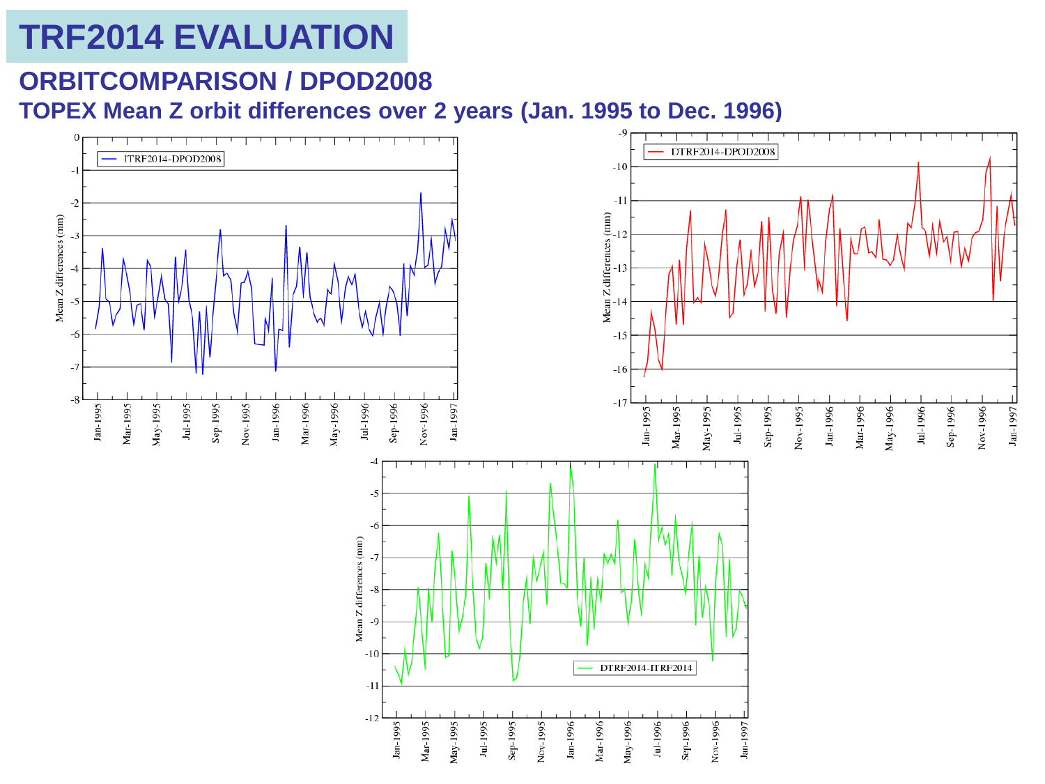# TRF2014 EVALUATION

## ORBITCOMPARISON / DPOD2008

### TOPEX Mean Z orbit differences over 2 years (Jan. 1995 to Dec. 1996)

ITRF2014-DPOD2008

Mean Z differences (mm)

0
-1
-2
-3
-4
-5
-6
-7
-8

Jan-1995 Mar-1995 May-1995 Jul-1995 Sep-1995 Nov-1995 Jan-1996 Mar-1996 May-1996 Jul-1996 Sep-1996 Nov-1996 Jan-1997

DTRF2014-DPOD2008

Mean Z differences (mm)

-9
-10
-11
-12
-13
-14
-15
-16
-17

Jan-1995 Mar-1995 May-1995 Jul-1995 Sep-1995 Nov-1995 Jan-1996 Mar-1996 May-1996 Jul-1996 Sep-1996 Nov-1996 Jan-1997

DTRF2014-ITRF2014

Mean Z differences (mm)

-4
-5
-6
-7
-8
-9
-10
-11
-12

Jan-1995 Mar-1995 May-1995 Jul-1995 Sep-1995 Nov-1995 Jan-1996 Mar-1996 May-1996 Jul-1996 Sep-1996 Nov-1996 Jan-1997